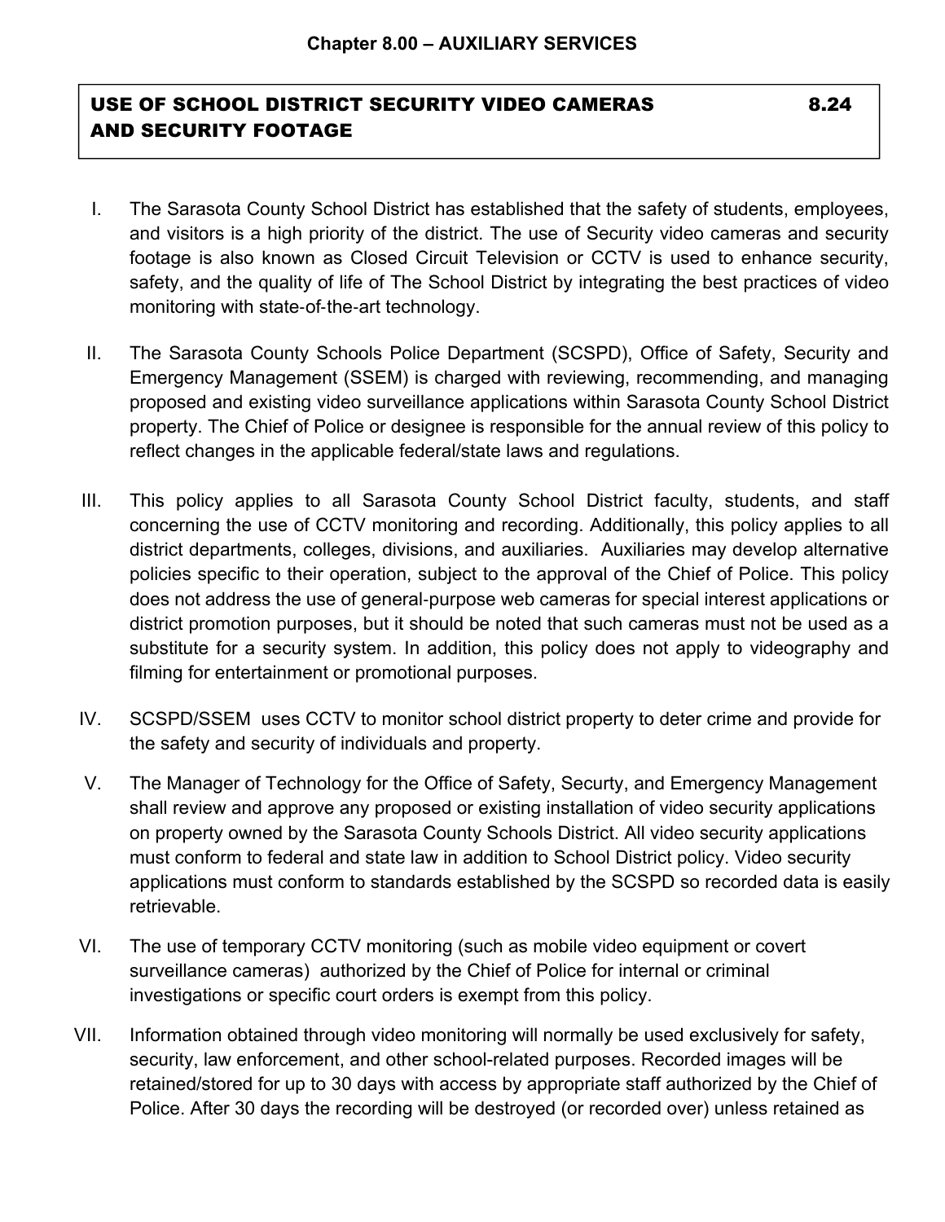**Chapter 8.00 – AUXILIARY SERVICES**

## USE OF SCHOOL DISTRICT SECURITY VIDEO CAMERAS AND SECURITY FOOTAGE 8.24

I. The Sarasota County School District has established that the safety of students, employees, and visitors is a high priority of the district. The use of Security video cameras and security footage is also known as Closed Circuit Television or CCTV is used to enhance security, safety, and the quality of life of The School District by integrating the best practices of video monitoring with state-of-the-art technology.

II. The Sarasota County Schools Police Department (SCSPD), Office of Safety, Security and Emergency Management (SSEM) is charged with reviewing, recommending, and managing proposed and existing video surveillance applications within Sarasota County School District property. The Chief of Police or designee is responsible for the annual review of this policy to reflect changes in the applicable federal/state laws and regulations.

III. This policy applies to all Sarasota County School District faculty, students, and staff concerning the use of CCTV monitoring and recording. Additionally, this policy applies to all district departments, colleges, divisions, and auxiliaries. Auxiliaries may develop alternative policies specific to their operation, subject to the approval of the Chief of Police. This policy does not address the use of general-purpose web cameras for special interest applications or district promotion purposes, but it should be noted that such cameras must not be used as a substitute for a security system. In addition, this policy does not apply to videography and filming for entertainment or promotional purposes.

IV. SCSPD/SSEM uses CCTV to monitor school district property to deter crime and provide for the safety and security of individuals and property.

V. The Manager of Technology for the Office of Safety, Securty, and Emergency Management shall review and approve any proposed or existing installation of video security applications on property owned by the Sarasota County Schools District. All video security applications must conform to federal and state law in addition to School District policy. Video security applications must conform to standards established by the SCSPD so recorded data is easily retrievable.

VI. The use of temporary CCTV monitoring (such as mobile video equipment or covert surveillance cameras) authorized by the Chief of Police for internal or criminal investigations or specific court orders is exempt from this policy.

VII. Information obtained through video monitoring will normally be used exclusively for safety, security, law enforcement, and other school-related purposes. Recorded images will be retained/stored for up to 30 days with access by appropriate staff authorized by the Chief of Police. After 30 days the recording will be destroyed (or recorded over) unless retained as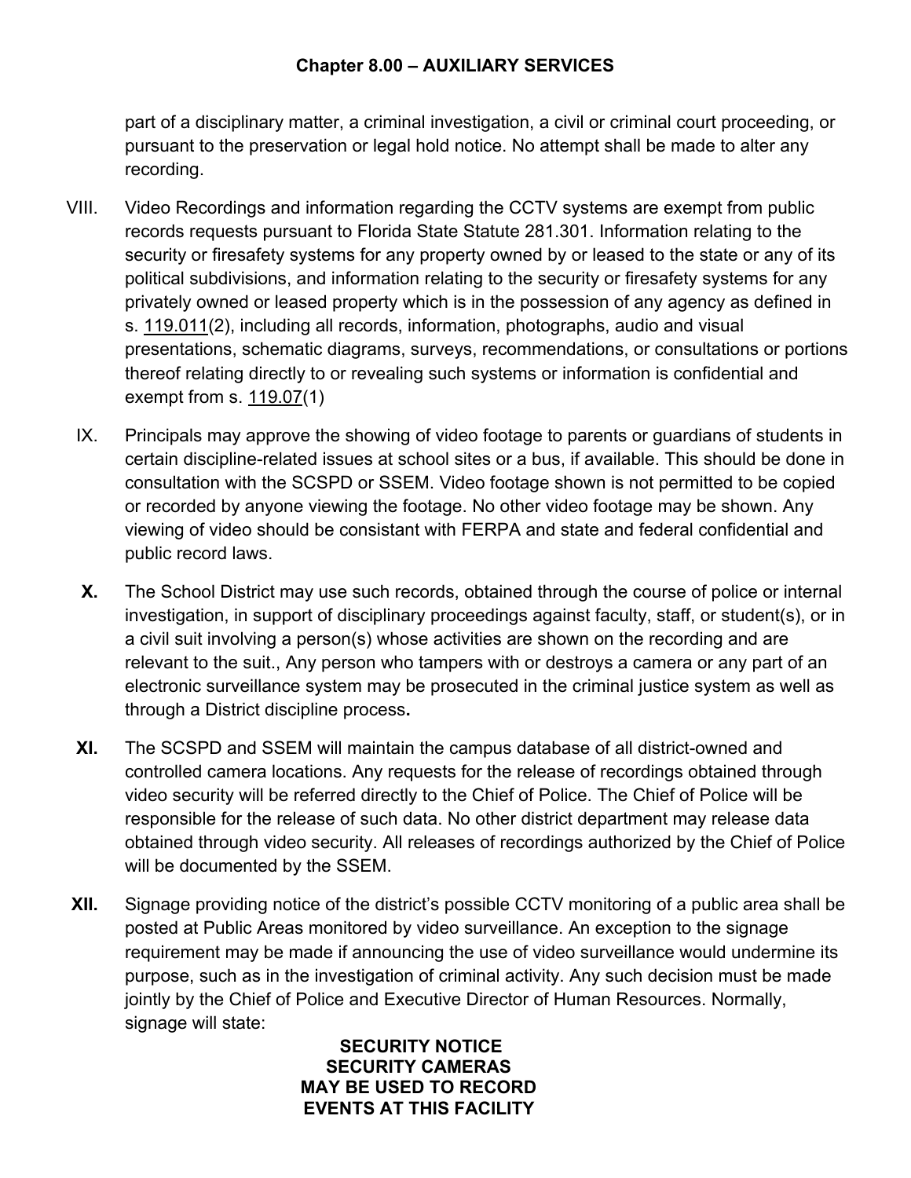part of a disciplinary matter, a criminal investigation, a civil or criminal court proceeding, or pursuant to the preservation or legal hold notice. No attempt shall be made to alter any recording.

VIII. Video Recordings and information regarding the CCTV systems are exempt from public records requests pursuant to Florida State Statute 281.301. Information relating to the security or firesafety systems for any property owned by or leased to the state or any of its political subdivisions, and information relating to the security or firesafety systems for any privately owned or leased property which is in the possession of any agency as defined in s. 119.011(2), including all records, information, photographs, audio and visual presentations, schematic diagrams, surveys, recommendations, or consultations or portions thereof relating directly to or revealing such systems or information is confidential and exempt from s. 119.07(1)

IX. Principals may approve the showing of video footage to parents or guardians of students in certain discipline-related issues at school sites or a bus, if available. This should be done in consultation with the SCSPD or SSEM. Video footage shown is not permitted to be copied or recorded by anyone viewing the footage. No other video footage may be shown. Any viewing of video should be consistant with FERPA and state and federal confidential and public record laws.

**X.** The School District may use such records, obtained through the course of police or internal investigation, in support of disciplinary proceedings against faculty, staff, or student(s), or in a civil suit involving a person(s) whose activities are shown on the recording and are relevant to the suit., Any person who tampers with or destroys a camera or any part of an electronic surveillance system may be prosecuted in the criminal justice system as well as through a District discipline process**.**

**XI.** The SCSPD and SSEM will maintain the campus database of all district-owned and controlled camera locations. Any requests for the release of recordings obtained through video security will be referred directly to the Chief of Police. The Chief of Police will be responsible for the release of such data. No other district department may release data obtained through video security. All releases of recordings authorized by the Chief of Police will be documented by the SSEM.

**XII.** Signage providing notice of the district's possible CCTV monitoring of a public area shall be posted at Public Areas monitored by video surveillance. An exception to the signage requirement may be made if announcing the use of video surveillance would undermine its purpose, such as in the investigation of criminal activity. Any such decision must be made jointly by the Chief of Police and Executive Director of Human Resources. Normally, signage will state:

**SECURITY NOTICE**
**SECURITY CAMERAS**
**MAY BE USED TO RECORD**
**EVENTS AT THIS FACILITY**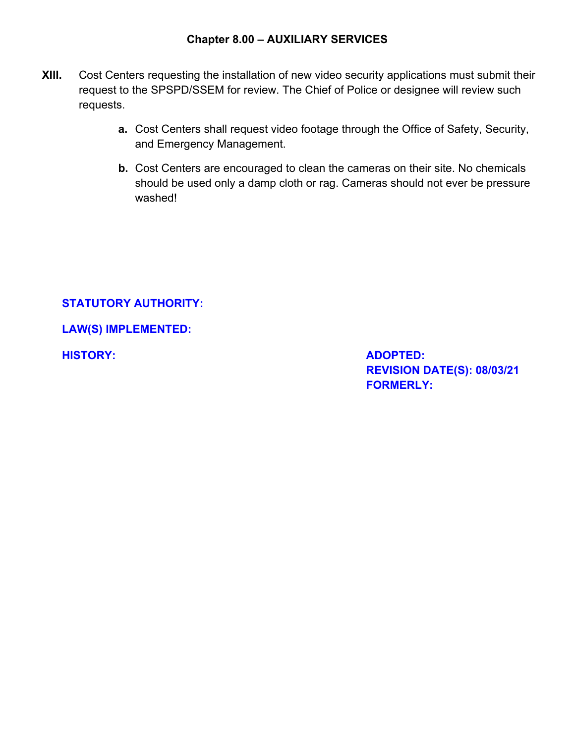**XIII.** Cost Centers requesting the installation of new video security applications must submit their request to the SPSPD/SSEM for review. The Chief of Police or designee will review such requests.

- **a.** Cost Centers shall request video footage through the Office of Safety, Security, and Emergency Management.
- **b.** Cost Centers are encouraged to clean the cameras on their site. No chemicals should be used only a damp cloth or rag. Cameras should not ever be pressure washed!

**STATUTORY AUTHORITY:**

**LAW(S) IMPLEMENTED:**

**HISTORY:**

**ADOPTED:**
**REVISION DATE(S): 08/03/21**
**FORMERLY:**